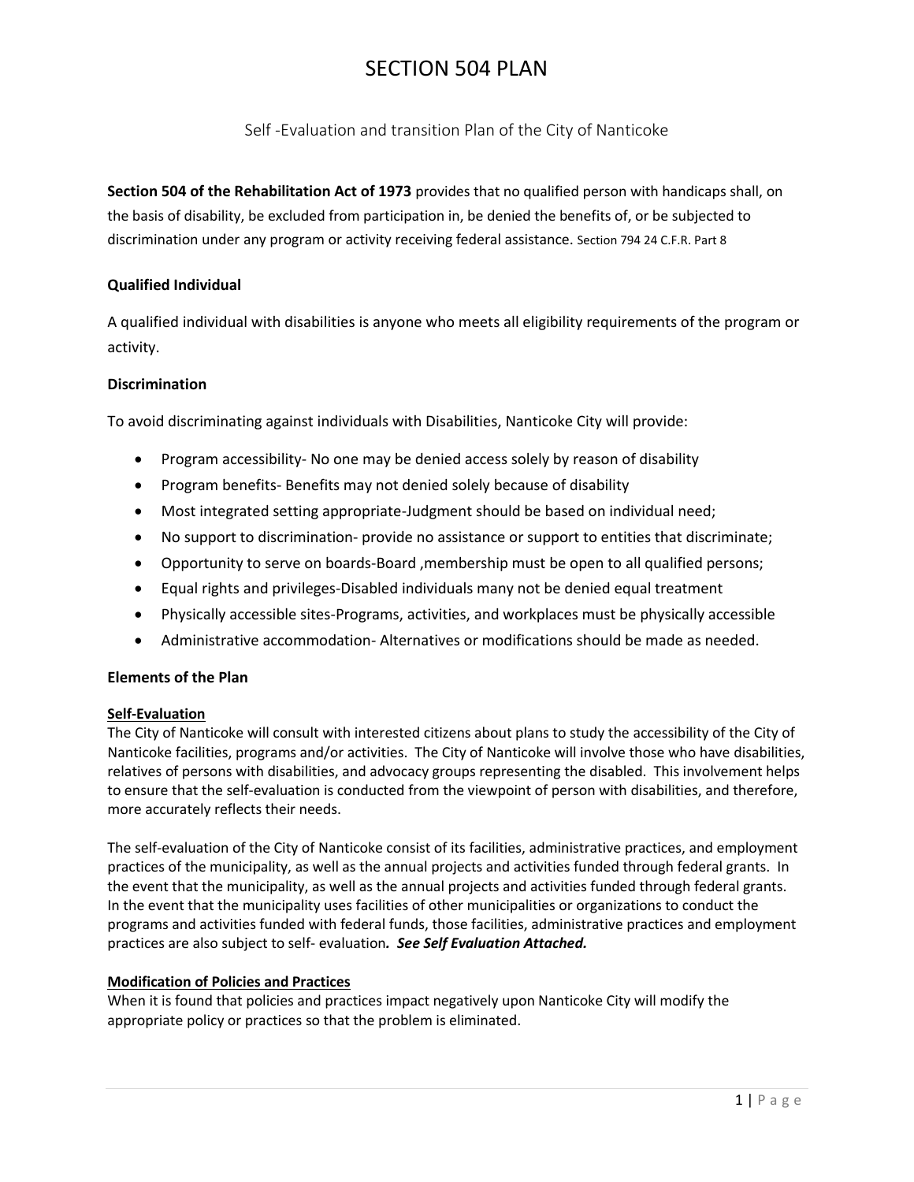# SECTION 504 PLAN

Self -Evaluation and transition Plan of the City of Nanticoke

**Section 504 of the Rehabilitation Act of 1973** provides that no qualified person with handicaps shall, on the basis of disability, be excluded from participation in, be denied the benefits of, or be subjected to discrimination under any program or activity receiving federal assistance. Section 794 24 C.F.R. Part 8

**Qualified Individual**

A qualified individual with disabilities is anyone who meets all eligibility requirements of the program or activity.

**Discrimination**

To avoid discriminating against individuals with Disabilities, Nanticoke City will provide:

- Program accessibility- No one may be denied access solely by reason of disability
- Program benefits- Benefits may not denied solely because of disability
- Most integrated setting appropriate-Judgment should be based on individual need;
- No support to discrimination- provide no assistance or support to entities that discriminate;
- Opportunity to serve on boards-Board ,membership must be open to all qualified persons;
- Equal rights and privileges-Disabled individuals many not be denied equal treatment
- Physically accessible sites-Programs, activities, and workplaces must be physically accessible
- Administrative accommodation- Alternatives or modifications should be made as needed.

**Elements of the Plan**

**Self-Evaluation**

The City of Nanticoke will consult with interested citizens about plans to study the accessibility of the City of Nanticoke facilities, programs and/or activities. The City of Nanticoke will involve those who have disabilities, relatives of persons with disabilities, and advocacy groups representing the disabled. This involvement helps to ensure that the self-evaluation is conducted from the viewpoint of person with disabilities, and therefore, more accurately reflects their needs.

The self-evaluation of the City of Nanticoke consist of its facilities, administrative practices, and employment practices of the municipality, as well as the annual projects and activities funded through federal grants. In the event that the municipality, as well as the annual projects and activities funded through federal grants. In the event that the municipality uses facilities of other municipalities or organizations to conduct the programs and activities funded with federal funds, those facilities, administrative practices and employment practices are also subject to self- evaluation*. **See Self Evaluation Attached.***

**Modification of Policies and Practices**

When it is found that policies and practices impact negatively upon Nanticoke City will modify the appropriate policy or practices so that the problem is eliminated.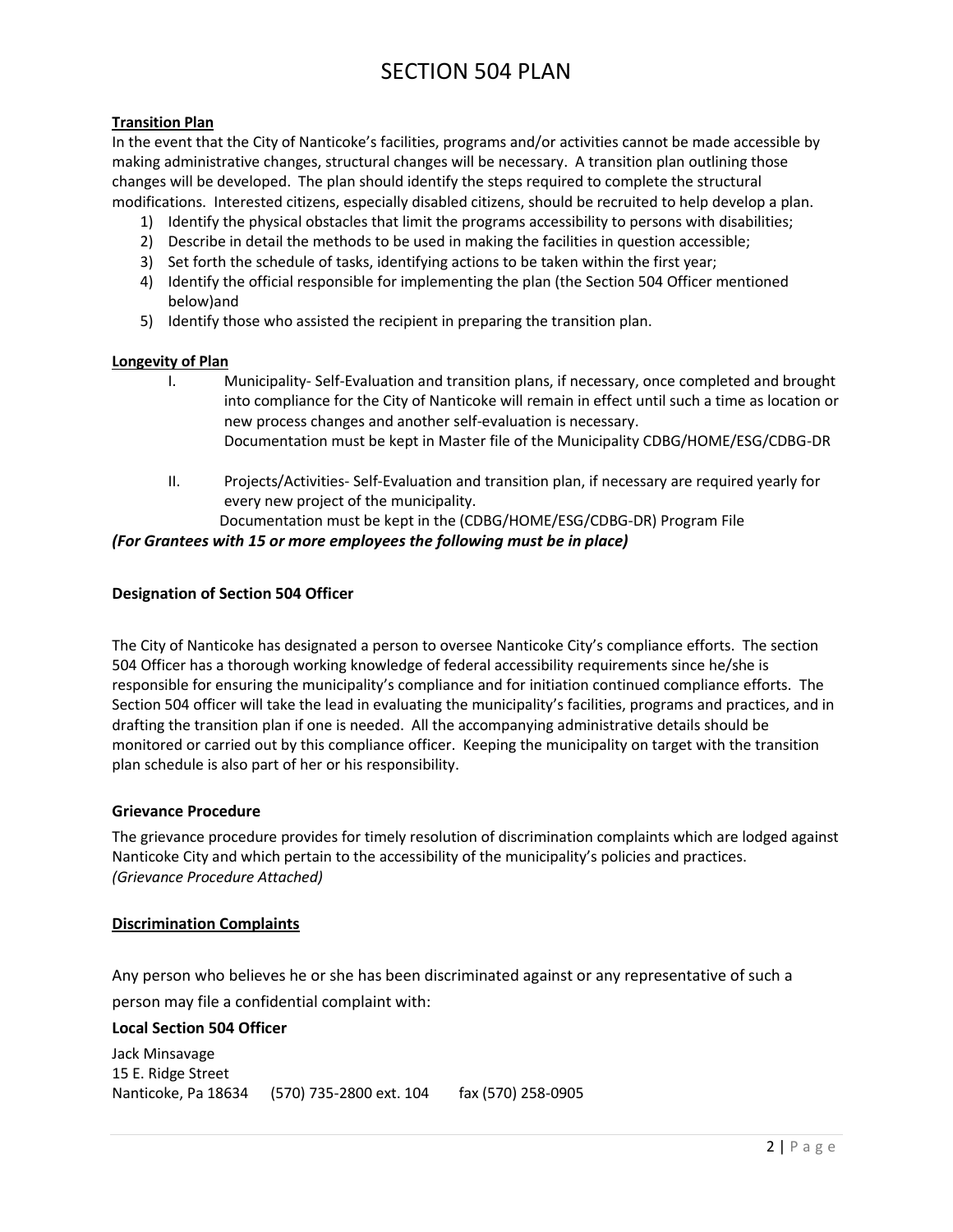# SECTION 504 PLAN

**Transition Plan**

In the event that the City of Nanticoke's facilities, programs and/or activities cannot be made accessible by making administrative changes, structural changes will be necessary. A transition plan outlining those changes will be developed. The plan should identify the steps required to complete the structural modifications. Interested citizens, especially disabled citizens, should be recruited to help develop a plan.

1) Identify the physical obstacles that limit the programs accessibility to persons with disabilities;
2) Describe in detail the methods to be used in making the facilities in question accessible;
3) Set forth the schedule of tasks, identifying actions to be taken within the first year;
4) Identify the official responsible for implementing the plan (the Section 504 Officer mentioned below)and
5) Identify those who assisted the recipient in preparing the transition plan.

**Longevity of Plan**

I. Municipality- Self-Evaluation and transition plans, if necessary, once completed and brought into compliance for the City of Nanticoke will remain in effect until such a time as location or new process changes and another self-evaluation is necessary.
Documentation must be kept in Master file of the Municipality CDBG/HOME/ESG/CDBG-DR

II. Projects/Activities- Self-Evaluation and transition plan, if necessary are required yearly for every new project of the municipality.
Documentation must be kept in the (CDBG/HOME/ESG/CDBG-DR) Program File

***(For Grantees with 15 or more employees the following must be in place)***

**Designation of Section 504 Officer**

The City of Nanticoke has designated a person to oversee Nanticoke City's compliance efforts. The section 504 Officer has a thorough working knowledge of federal accessibility requirements since he/she is responsible for ensuring the municipality's compliance and for initiation continued compliance efforts. The Section 504 officer will take the lead in evaluating the municipality's facilities, programs and practices, and in drafting the transition plan if one is needed. All the accompanying administrative details should be monitored or carried out by this compliance officer. Keeping the municipality on target with the transition plan schedule is also part of her or his responsibility.

**Grievance Procedure**

The grievance procedure provides for timely resolution of discrimination complaints which are lodged against Nanticoke City and which pertain to the accessibility of the municipality's policies and practices.
*(Grievance Procedure Attached)*

**Discrimination Complaints**

Any person who believes he or she has been discriminated against or any representative of such a person may file a confidential complaint with:

**Local Section 504 Officer**

Jack Minsavage
15 E. Ridge Street
Nanticoke, Pa 18634 (570) 735-2800 ext. 104 fax (570) 258-0905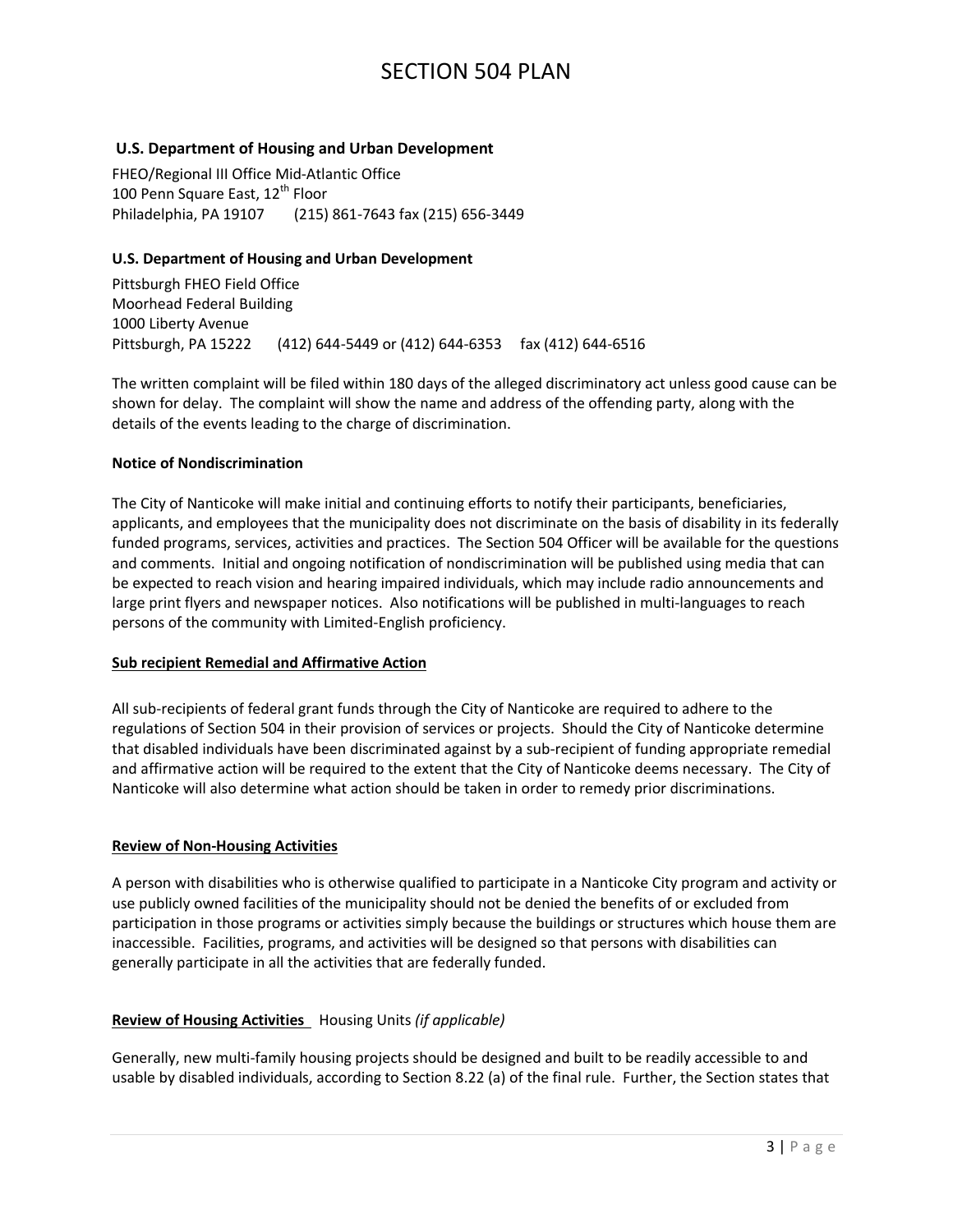**U.S. Department of Housing and Urban Development**

FHEO/Regional III Office Mid-Atlantic Office
100 Penn Square East, 12th Floor
Philadelphia, PA 19107 (215) 861-7643 fax (215) 656-3449

**U.S. Department of Housing and Urban Development**

Pittsburgh FHEO Field Office
Moorhead Federal Building
1000 Liberty Avenue
Pittsburgh, PA 15222 (412) 644-5449 or (412) 644-6353 fax (412) 644-6516

The written complaint will be filed within 180 days of the alleged discriminatory act unless good cause can be shown for delay. The complaint will show the name and address of the offending party, along with the details of the events leading to the charge of discrimination.

**Notice of Nondiscrimination**

The City of Nanticoke will make initial and continuing efforts to notify their participants, beneficiaries, applicants, and employees that the municipality does not discriminate on the basis of disability in its federally funded programs, services, activities and practices. The Section 504 Officer will be available for the questions and comments. Initial and ongoing notification of nondiscrimination will be published using media that can be expected to reach vision and hearing impaired individuals, which may include radio announcements and large print flyers and newspaper notices. Also notifications will be published in multi-languages to reach persons of the community with Limited-English proficiency.

**Sub recipient Remedial and Affirmative Action**

All sub-recipients of federal grant funds through the City of Nanticoke are required to adhere to the regulations of Section 504 in their provision of services or projects. Should the City of Nanticoke determine that disabled individuals have been discriminated against by a sub-recipient of funding appropriate remedial and affirmative action will be required to the extent that the City of Nanticoke deems necessary. The City of Nanticoke will also determine what action should be taken in order to remedy prior discriminations.

**Review of Non-Housing Activities**

A person with disabilities who is otherwise qualified to participate in a Nanticoke City program and activity or use publicly owned facilities of the municipality should not be denied the benefits of or excluded from participation in those programs or activities simply because the buildings or structures which house them are inaccessible. Facilities, programs, and activities will be designed so that persons with disabilities can generally participate in all the activities that are federally funded.

**Review of Housing Activities** Housing Units *(if applicable)*

Generally, new multi-family housing projects should be designed and built to be readily accessible to and usable by disabled individuals, according to Section 8.22 (a) of the final rule. Further, the Section states that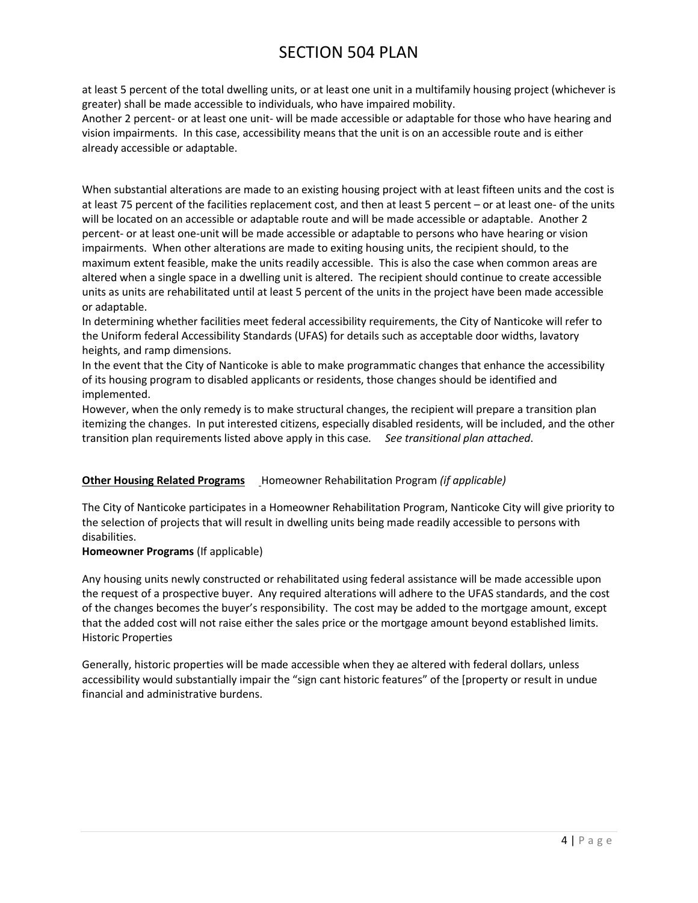at least 5 percent of the total dwelling units, or at least one unit in a multifamily housing project (whichever is greater) shall be made accessible to individuals, who have impaired mobility.
Another 2 percent- or at least one unit- will be made accessible or adaptable for those who have hearing and vision impairments. In this case, accessibility means that the unit is on an accessible route and is either already accessible or adaptable.

When substantial alterations are made to an existing housing project with at least fifteen units and the cost is at least 75 percent of the facilities replacement cost, and then at least 5 percent – or at least one- of the units will be located on an accessible or adaptable route and will be made accessible or adaptable. Another 2 percent- or at least one-unit will be made accessible or adaptable to persons who have hearing or vision impairments. When other alterations are made to exiting housing units, the recipient should, to the maximum extent feasible, make the units readily accessible. This is also the case when common areas are altered when a single space in a dwelling unit is altered. The recipient should continue to create accessible units as units are rehabilitated until at least 5 percent of the units in the project have been made accessible or adaptable.
In determining whether facilities meet federal accessibility requirements, the City of Nanticoke will refer to the Uniform federal Accessibility Standards (UFAS) for details such as acceptable door widths, lavatory heights, and ramp dimensions.
In the event that the City of Nanticoke is able to make programmatic changes that enhance the accessibility of its housing program to disabled applicants or residents, those changes should be identified and implemented.
However, when the only remedy is to make structural changes, the recipient will prepare a transition plan itemizing the changes. In put interested citizens, especially disabled residents, will be included, and the other transition plan requirements listed above apply in this case. *See transitional plan attached*.

**Other Housing Related Programs** Homeowner Rehabilitation Program *(if applicable)*

The City of Nanticoke participates in a Homeowner Rehabilitation Program, Nanticoke City will give priority to the selection of projects that will result in dwelling units being made readily accessible to persons with disabilities.

**Homeowner Programs** (If applicable)

Any housing units newly constructed or rehabilitated using federal assistance will be made accessible upon the request of a prospective buyer. Any required alterations will adhere to the UFAS standards, and the cost of the changes becomes the buyer's responsibility. The cost may be added to the mortgage amount, except that the added cost will not raise either the sales price or the mortgage amount beyond established limits.
Historic Properties

Generally, historic properties will be made accessible when they ae altered with federal dollars, unless accessibility would substantially impair the "sign cant historic features" of the [property or result in undue financial and administrative burdens.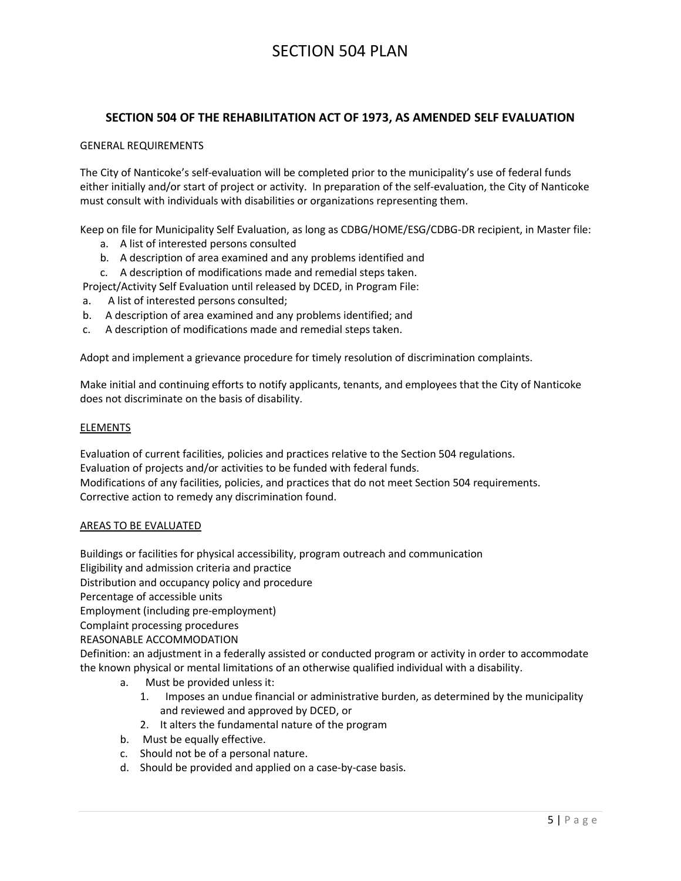# SECTION 504 PLAN

## SECTION 504 OF THE REHABILITATION ACT OF 1973, AS AMENDED SELF EVALUATION

GENERAL REQUIREMENTS

The City of Nanticoke's self-evaluation will be completed prior to the municipality's use of federal funds either initially and/or start of project or activity. In preparation of the self-evaluation, the City of Nanticoke must consult with individuals with disabilities or organizations representing them.

Keep on file for Municipality Self Evaluation, as long as CDBG/HOME/ESG/CDBG-DR recipient, in Master file:

a. A list of interested persons consulted
b. A description of area examined and any problems identified and
c. A description of modifications made and remedial steps taken.

Project/Activity Self Evaluation until released by DCED, in Program File:

a. A list of interested persons consulted;
b. A description of area examined and any problems identified; and
c. A description of modifications made and remedial steps taken.

Adopt and implement a grievance procedure for timely resolution of discrimination complaints.

Make initial and continuing efforts to notify applicants, tenants, and employees that the City of Nanticoke does not discriminate on the basis of disability.

<u>ELEMENTS</u>

Evaluation of current facilities, policies and practices relative to the Section 504 regulations.
Evaluation of projects and/or activities to be funded with federal funds.
Modifications of any facilities, policies, and practices that do not meet Section 504 requirements.
Corrective action to remedy any discrimination found.

<u>AREAS TO BE EVALUATED</u>

Buildings or facilities for physical accessibility, program outreach and communication
Eligibility and admission criteria and practice
Distribution and occupancy policy and procedure
Percentage of accessible units
Employment (including pre-employment)
Complaint processing procedures
REASONABLE ACCOMMODATION
Definition: an adjustment in a federally assisted or conducted program or activity in order to accommodate the known physical or mental limitations of an otherwise qualified individual with a disability.

a. Must be provided unless it:
   1. Imposes an undue financial or administrative burden, as determined by the municipality and reviewed and approved by DCED, or
   2. It alters the fundamental nature of the program
b. Must be equally effective.
c. Should not be of a personal nature.
d. Should be provided and applied on a case-by-case basis.